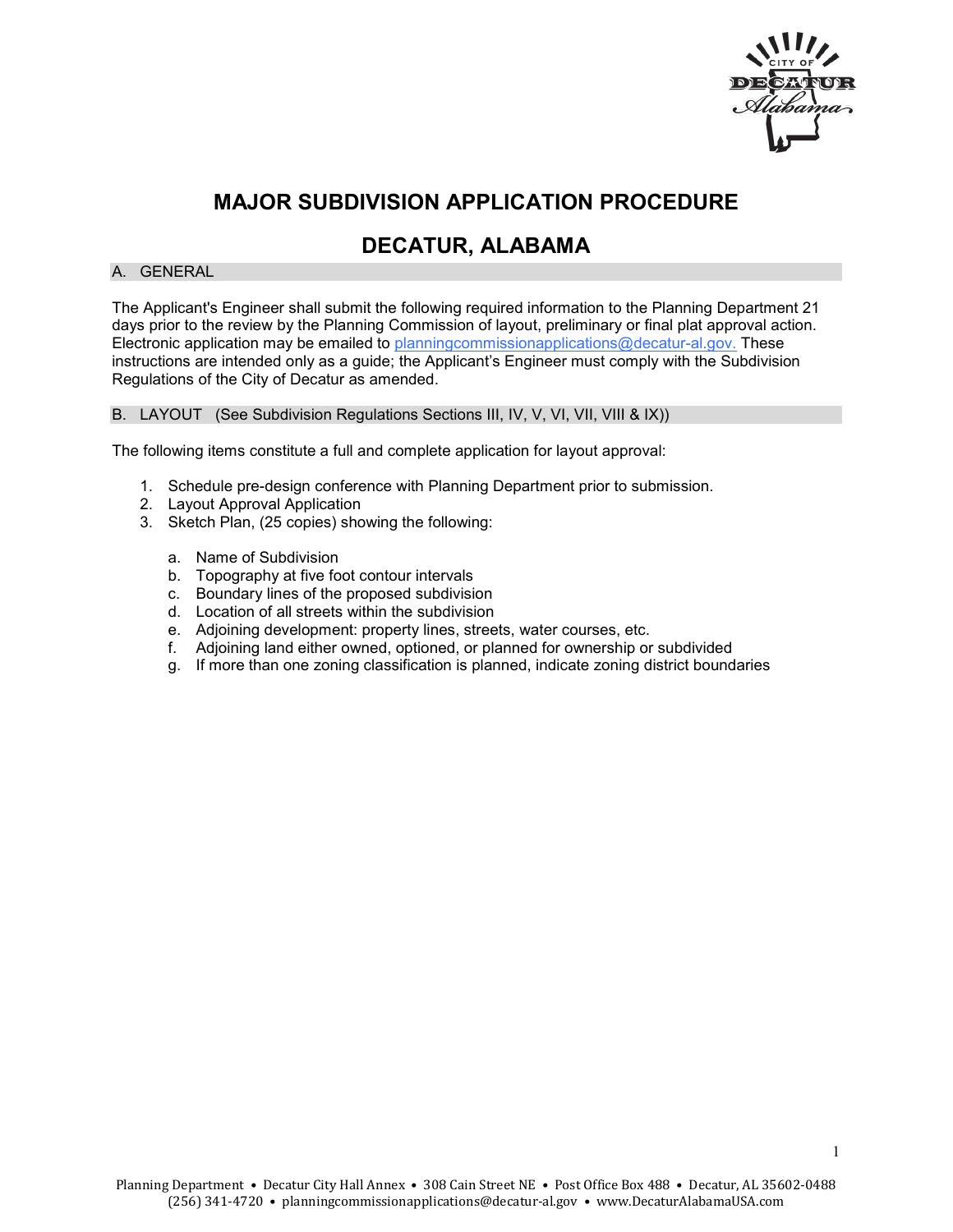# MAJOR SUBDIVISION APPLICATION PROCEDURE

# DECATUR, ALABAMA

## A. GENERAL

The Applicant's Engineer shall submit the following required information to the Planning Department 21 days prior to the review by the Planning Commission of layout, preliminary or final plat approval action. Electronic application may be emailed to planningcommissionapplications@decatur-al.gov. These instructions are intended only as a guide; the Applicant's Engineer must comply with the Subdivision Regulations of the City of Decatur as amended.

## B. LAYOUT (See Subdivision Regulations Sections III, IV, V, VI, VII, VIII & IX))

The following items constitute a full and complete application for layout approval:

1. Schedule pre-design conference with Planning Department prior to submission.
2. Layout Approval Application
3. Sketch Plan, (25 copies) showing the following:

    a. Name of Subdivision
    b. Topography at five foot contour intervals
    c. Boundary lines of the proposed subdivision
    d. Location of all streets within the subdivision
    e. Adjoining development: property lines, streets, water courses, etc.
    f. Adjoining land either owned, optioned, or planned for ownership or subdivided
    g. If more than one zoning classification is planned, indicate zoning district boundaries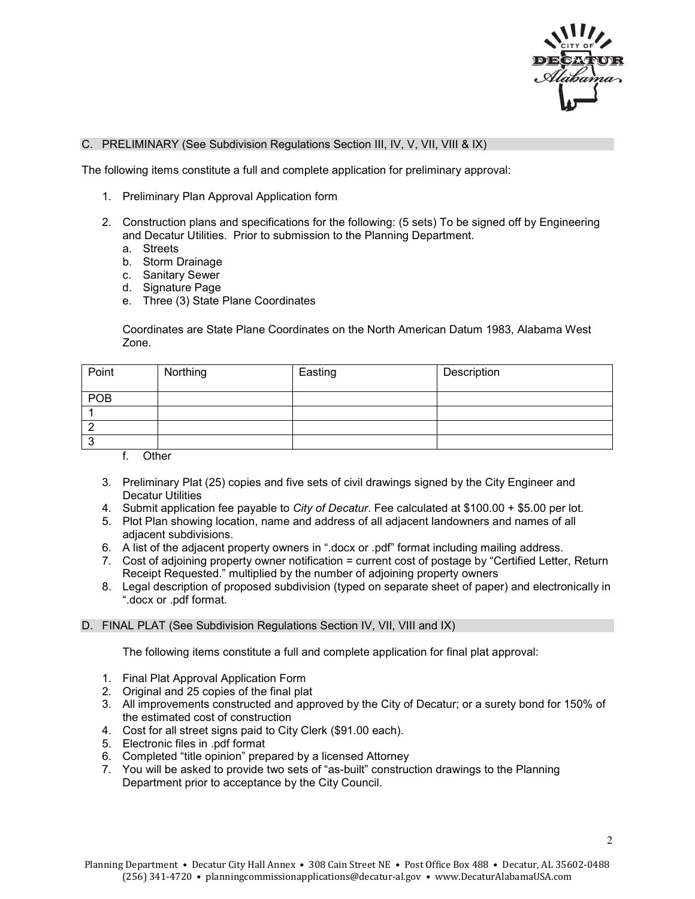## C. PRELIMINARY (See Subdivision Regulations Section III, IV, V, VII, VIII & IX)

The following items constitute a full and complete application for preliminary approval:

1. Preliminary Plan Approval Application form
2. Construction plans and specifications for the following: (5 sets) To be signed off by Engineering and Decatur Utilities. Prior to submission to the Planning Department.
   a. Streets
   b. Storm Drainage
   c. Sanitary Sewer
   d. Signature Page
   e. Three (3) State Plane Coordinates

   Coordinates are State Plane Coordinates on the North American Datum 1983, Alabama West Zone.

   | Point | Northing | Easting | Description |
   |---|---|---|---|
   | POB | | | |
   | 1 | | | |
   | 2 | | | |
   | 3 | | | |

   f. Other
3. Preliminary Plat (25) copies and five sets of civil drawings signed by the City Engineer and Decatur Utilities
4. Submit application fee payable to *City of Decatur*. Fee calculated at $100.00 + $5.00 per lot.
5. Plot Plan showing location, name and address of all adjacent landowners and names of all adjacent subdivisions.
6. A list of the adjacent property owners in ".docx or .pdf" format including mailing address.
7. Cost of adjoining property owner notification = current cost of postage by "Certified Letter, Return Receipt Requested." multiplied by the number of adjoining property owners
8. Legal description of proposed subdivision (typed on separate sheet of paper) and electronically in ".docx or .pdf format.

## D. FINAL PLAT (See Subdivision Regulations Section IV, VII, VIII and IX)

The following items constitute a full and complete application for final plat approval:

1. Final Plat Approval Application Form
2. Original and 25 copies of the final plat
3. All improvements constructed and approved by the City of Decatur; or a surety bond for 150% of the estimated cost of construction
4. Cost for all street signs paid to City Clerk ($91.00 each).
5. Electronic files in .pdf format
6. Completed "title opinion" prepared by a licensed Attorney
7. You will be asked to provide two sets of "as-built" construction drawings to the Planning Department prior to acceptance by the City Council.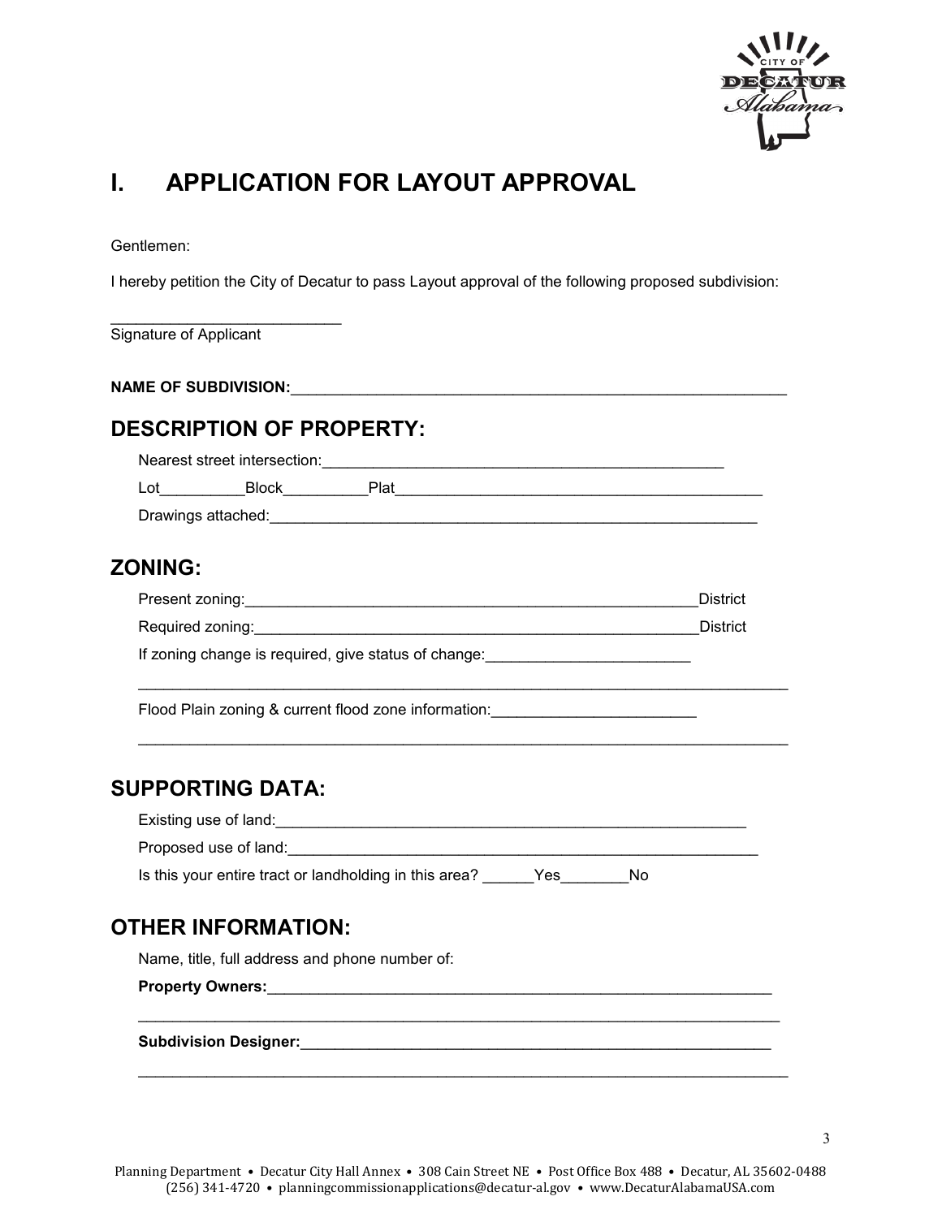# I. APPLICATION FOR LAYOUT APPROVAL

Gentlemen:

I hereby petition the City of Decatur to pass Layout approval of the following proposed subdivision:

___________________________
Signature of Applicant

**NAME OF SUBDIVISION:**___________________________________________________________

## DESCRIPTION OF PROPERTY:

Nearest street intersection:_______________________________________________

Lot__________Block__________Plat___________________________________________

Drawings attached:_________________________________________________________

## ZONING:

Present zoning:______________________________________________________District

Required zoning:_____________________________________________________District

If zoning change is required, give status of change:________________________

_____________________________________________________________________________

Flood Plain zoning & current flood zone information:________________________

_____________________________________________________________________________

## SUPPORTING DATA:

Existing use of land:________________________________________________________

Proposed use of land:_______________________________________________________

Is this your entire tract or landholding in this area? ______Yes________No

## OTHER INFORMATION:

Name, title, full address and phone number of:

**Property Owners:**_________________________________________________________

_____________________________________________________________________________

**Subdivision Designer:**_____________________________________________________

_____________________________________________________________________________

Planning Department • Decatur City Hall Annex • 308 Cain Street NE • Post Office Box 488 • Decatur, AL 35602-0488
(256) 341-4720 • planningcommissionapplications@decatur-al.gov • www.DecaturAlabamaUSA.com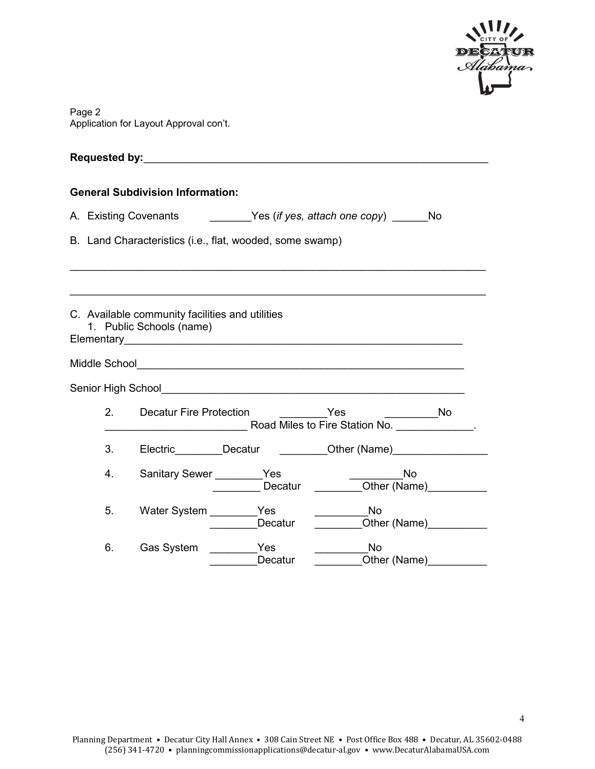Page 2
Application for Layout Approval con't.

**Requested by:**_____________________________________________________________

**General Subdivision Information:**

A. Existing Covenants _______Yes (*if yes, attach one copy*) ______No

B. Land Characteristics (i.e., flat, wooded, some swamp)

_________________________________________________________________________

_________________________________________________________________________

C. Available community facilities and utilities
   1. Public Schools (name)

Elementary____________________________________________________________

Middle School__________________________________________________________

Senior High School______________________________________________________

2. Decatur Fire Protection ________Yes _________No
   ________________________ Road Miles to Fire Station No. _____________.

3. Electric________Decatur ________Other (Name)________________

4. Sanitary Sewer ________Yes _________No
   ________ Decatur ________Other (Name)__________

5. Water System ________Yes _________No
   ________Decatur ________Other (Name)__________

6. Gas System ________Yes _________No
   ________Decatur ________Other (Name)__________

Planning Department • Decatur City Hall Annex • 308 Cain Street NE • Post Office Box 488 • Decatur, AL 35602-0488
(256) 341-4720 • planningcommissionapplications@decatur-al.gov • www.DecaturAlabamaUSA.com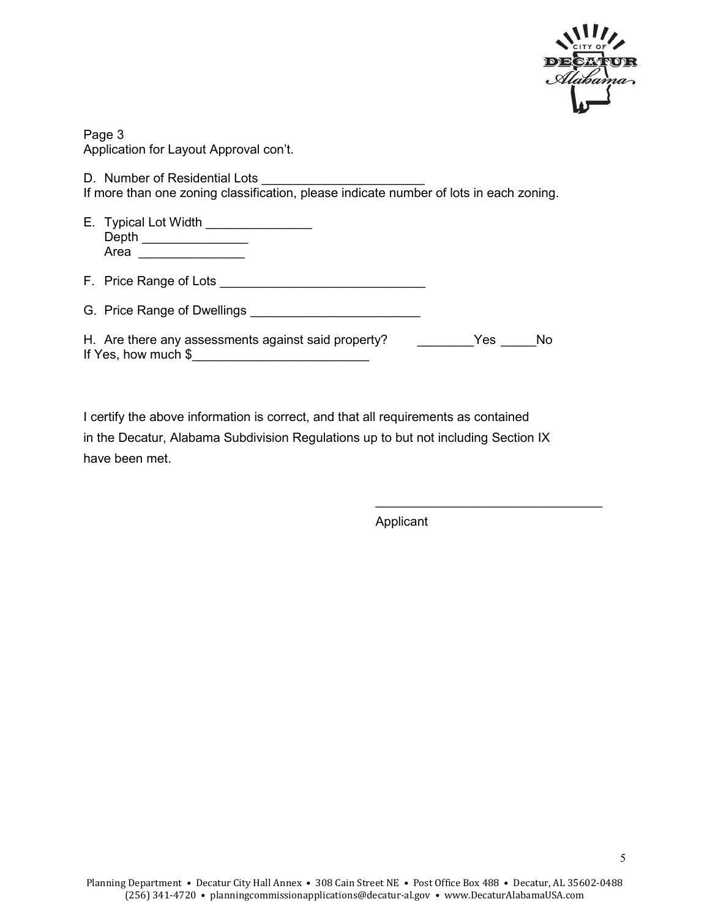Page 3
Application for Layout Approval con't.

D. Number of Residential Lots _______________________
If more than one zoning classification, please indicate number of lots in each zoning.

E. Typical Lot Width _______________
Depth _______________
Area _______________

F. Price Range of Lots _____________________________

G. Price Range of Dwellings ________________________

H. Are there any assessments against said property? ________Yes _____No
If Yes, how much $_________________________

I certify the above information is correct, and that all requirements as contained in the Decatur, Alabama Subdivision Regulations up to but not including Section IX have been met.

________________________________
Applicant

Planning Department • Decatur City Hall Annex • 308 Cain Street NE • Post Office Box 488 • Decatur, AL 35602-0488
(256) 341-4720 • planningcommissionapplications@decatur-al.gov • www.DecaturAlabamaUSA.com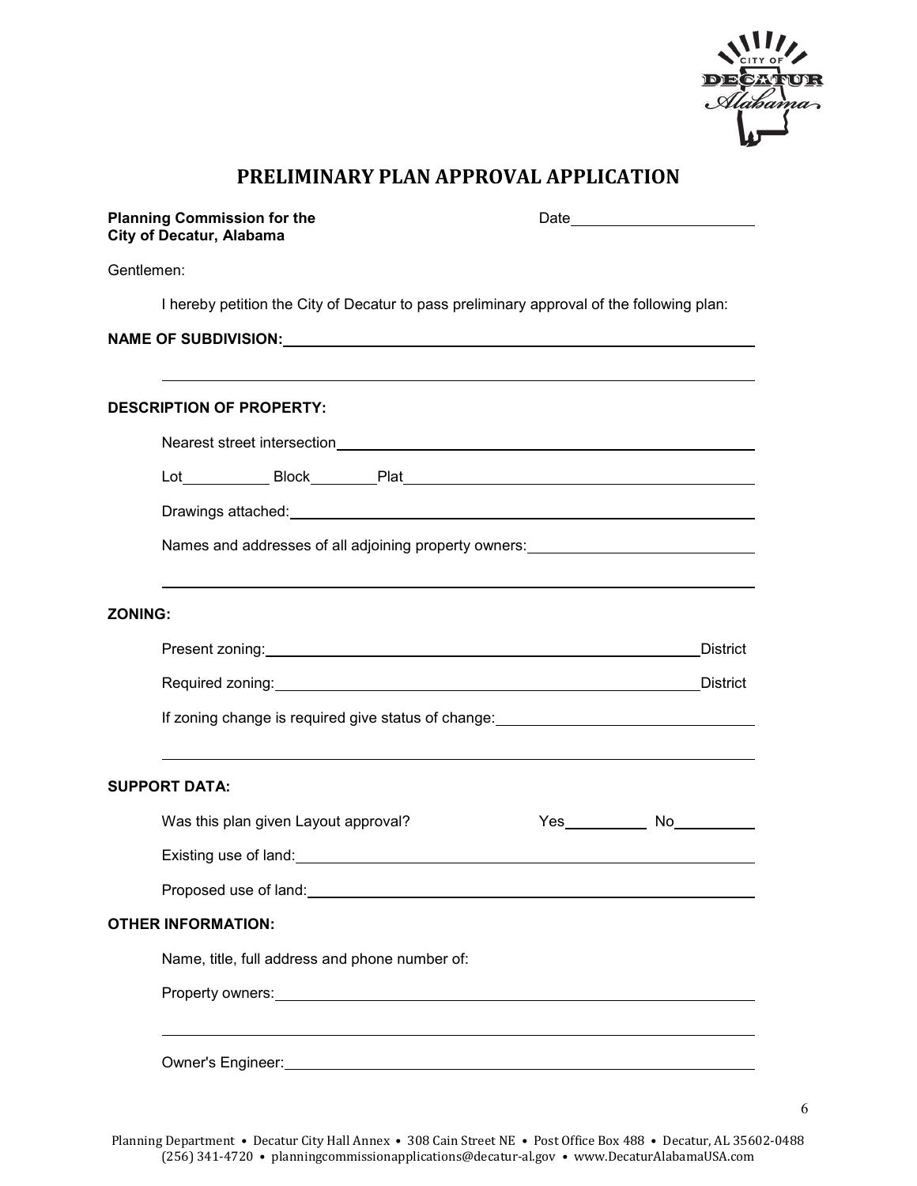# PRELIMINARY PLAN APPROVAL APPLICATION

**Planning Commission for the City of Decatur, Alabama**

Date\_\_\_\_\_\_\_\_\_\_\_\_\_\_\_\_\_\_\_\_

Gentlemen:

I hereby petition the City of Decatur to pass preliminary approval of the following plan:

**NAME OF SUBDIVISION:**\_\_\_\_\_\_\_\_\_\_\_\_\_\_\_\_\_\_\_\_\_\_\_\_\_\_\_\_\_\_\_\_\_\_\_\_\_\_\_\_

\_\_\_\_\_\_\_\_\_\_\_\_\_\_\_\_\_\_\_\_\_\_\_\_\_\_\_\_\_\_\_\_\_\_\_\_\_\_\_\_\_\_\_\_\_\_\_\_\_\_\_\_\_\_\_\_\_\_

**DESCRIPTION OF PROPERTY:**

Nearest street intersection\_\_\_\_\_\_\_\_\_\_\_\_\_\_\_\_\_\_\_\_\_\_\_\_\_\_\_\_\_\_\_\_\_\_\_\_

Lot\_\_\_\_\_\_\_\_ Block\_\_\_\_\_\_\_ Plat\_\_\_\_\_\_\_\_\_\_\_\_\_\_\_\_\_\_\_\_\_\_\_\_\_\_\_\_\_\_\_

Drawings attached:\_\_\_\_\_\_\_\_\_\_\_\_\_\_\_\_\_\_\_\_\_\_\_\_\_\_\_\_\_\_\_\_\_\_\_\_\_\_\_\_\_

Names and addresses of all adjoining property owners:\_\_\_\_\_\_\_\_\_\_\_\_\_\_\_\_\_\_\_\_

\_\_\_\_\_\_\_\_\_\_\_\_\_\_\_\_\_\_\_\_\_\_\_\_\_\_\_\_\_\_\_\_\_\_\_\_\_\_\_\_\_\_\_\_\_\_\_\_\_\_\_\_\_\_\_\_\_\_

**ZONING:**

Present zoning:\_\_\_\_\_\_\_\_\_\_\_\_\_\_\_\_\_\_\_\_\_\_\_\_\_\_\_\_\_\_\_\_\_\_\_\_\_\_\_\_District

Required zoning:\_\_\_\_\_\_\_\_\_\_\_\_\_\_\_\_\_\_\_\_\_\_\_\_\_\_\_\_\_\_\_\_\_\_\_\_\_\_\_District

If zoning change is required give status of change:\_\_\_\_\_\_\_\_\_\_\_\_\_\_\_\_\_\_\_\_\_\_\_

\_\_\_\_\_\_\_\_\_\_\_\_\_\_\_\_\_\_\_\_\_\_\_\_\_\_\_\_\_\_\_\_\_\_\_\_\_\_\_\_\_\_\_\_\_\_\_\_\_\_\_\_\_\_\_\_\_\_

**SUPPORT DATA:**

Was this plan given Layout approval? Yes\_\_\_\_\_\_\_\_ No\_\_\_\_\_\_\_\_

Existing use of land:\_\_\_\_\_\_\_\_\_\_\_\_\_\_\_\_\_\_\_\_\_\_\_\_\_\_\_\_\_\_\_\_\_\_\_\_\_\_\_\_

Proposed use of land:\_\_\_\_\_\_\_\_\_\_\_\_\_\_\_\_\_\_\_\_\_\_\_\_\_\_\_\_\_\_\_\_\_\_\_\_\_\_\_

**OTHER INFORMATION:**

Name, title, full address and phone number of:

Property owners:\_\_\_\_\_\_\_\_\_\_\_\_\_\_\_\_\_\_\_\_\_\_\_\_\_\_\_\_\_\_\_\_\_\_\_\_\_\_\_\_\_\_\_

\_\_\_\_\_\_\_\_\_\_\_\_\_\_\_\_\_\_\_\_\_\_\_\_\_\_\_\_\_\_\_\_\_\_\_\_\_\_\_\_\_\_\_\_\_\_\_\_\_\_\_\_\_\_\_\_\_\_

Owner's Engineer:\_\_\_\_\_\_\_\_\_\_\_\_\_\_\_\_\_\_\_\_\_\_\_\_\_\_\_\_\_\_\_\_\_\_\_\_\_\_\_\_\_\_

Planning Department • Decatur City Hall Annex • 308 Cain Street NE • Post Office Box 488 • Decatur, AL 35602-0488
(256) 341-4720 • planningcommissionapplications@decatur-al.gov • www.DecaturAlabamaUSA.com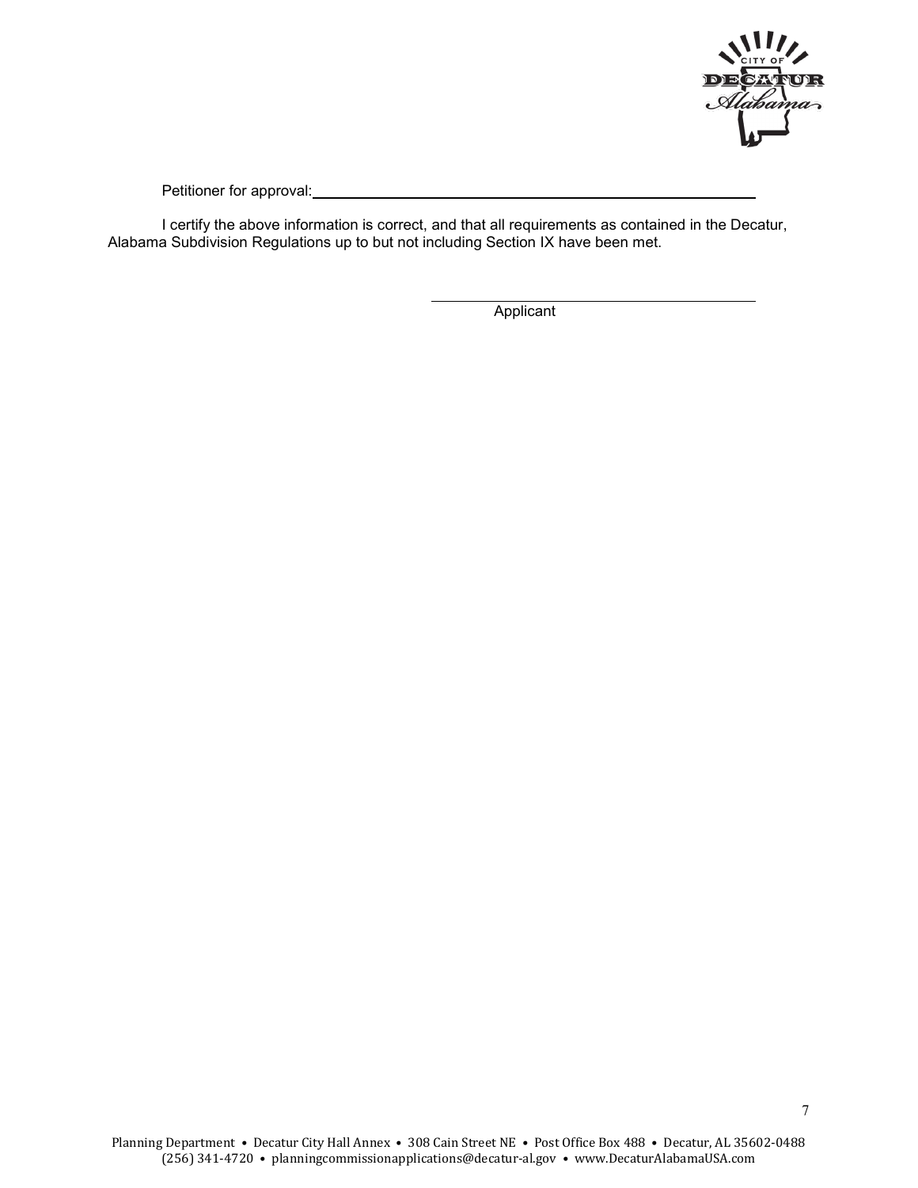Petitioner for approval: ______________________________________________

I certify the above information is correct, and that all requirements as contained in the Decatur, Alabama Subdivision Regulations up to but not including Section IX have been met.

______________________________________

Applicant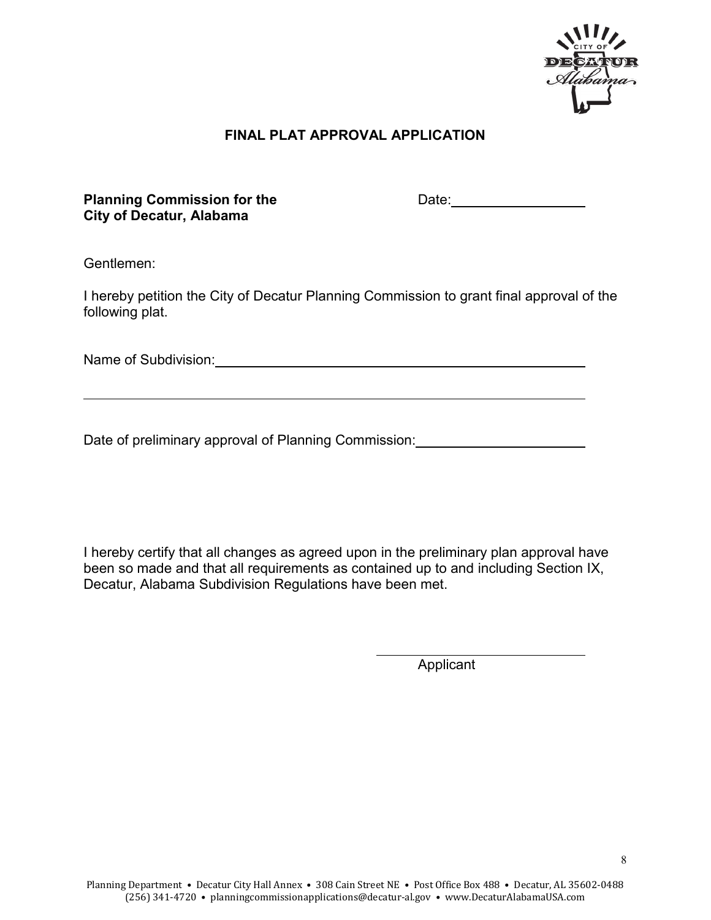# FINAL PLAT APPROVAL APPLICATION

**Planning Commission for the**
**City of Decatur, Alabama**

Date:\_\_\_\_\_\_\_\_\_\_\_\_\_\_\_\_\_\_

Gentlemen:

I hereby petition the City of Decatur Planning Commission to grant final approval of the following plat.

Name of Subdivision:\_\_\_\_\_\_\_\_\_\_\_\_\_\_\_\_\_\_\_\_\_\_\_\_\_\_\_\_\_\_\_\_\_\_\_\_\_\_\_\_\_\_\_\_\_\_

\_\_\_\_\_\_\_\_\_\_\_\_\_\_\_\_\_\_\_\_\_\_\_\_\_\_\_\_\_\_\_\_\_\_\_\_\_\_\_\_\_\_\_\_\_\_\_\_\_\_\_\_\_\_\_\_\_\_\_\_\_\_\_\_

Date of preliminary approval of Planning Commission:\_\_\_\_\_\_\_\_\_\_\_\_\_\_\_\_\_\_\_\_\_\_

I hereby certify that all changes as agreed upon in the preliminary plan approval have been so made and that all requirements as contained up to and including Section IX, Decatur, Alabama Subdivision Regulations have been met.

\_\_\_\_\_\_\_\_\_\_\_\_\_\_\_\_\_\_\_\_\_\_\_\_\_\_\_\_\_\_
Applicant

Planning Department • Decatur City Hall Annex • 308 Cain Street NE • Post Office Box 488 • Decatur, AL 35602-0488
(256) 341-4720 • planningcommissionapplications@decatur-al.gov • www.DecaturAlabamaUSA.com